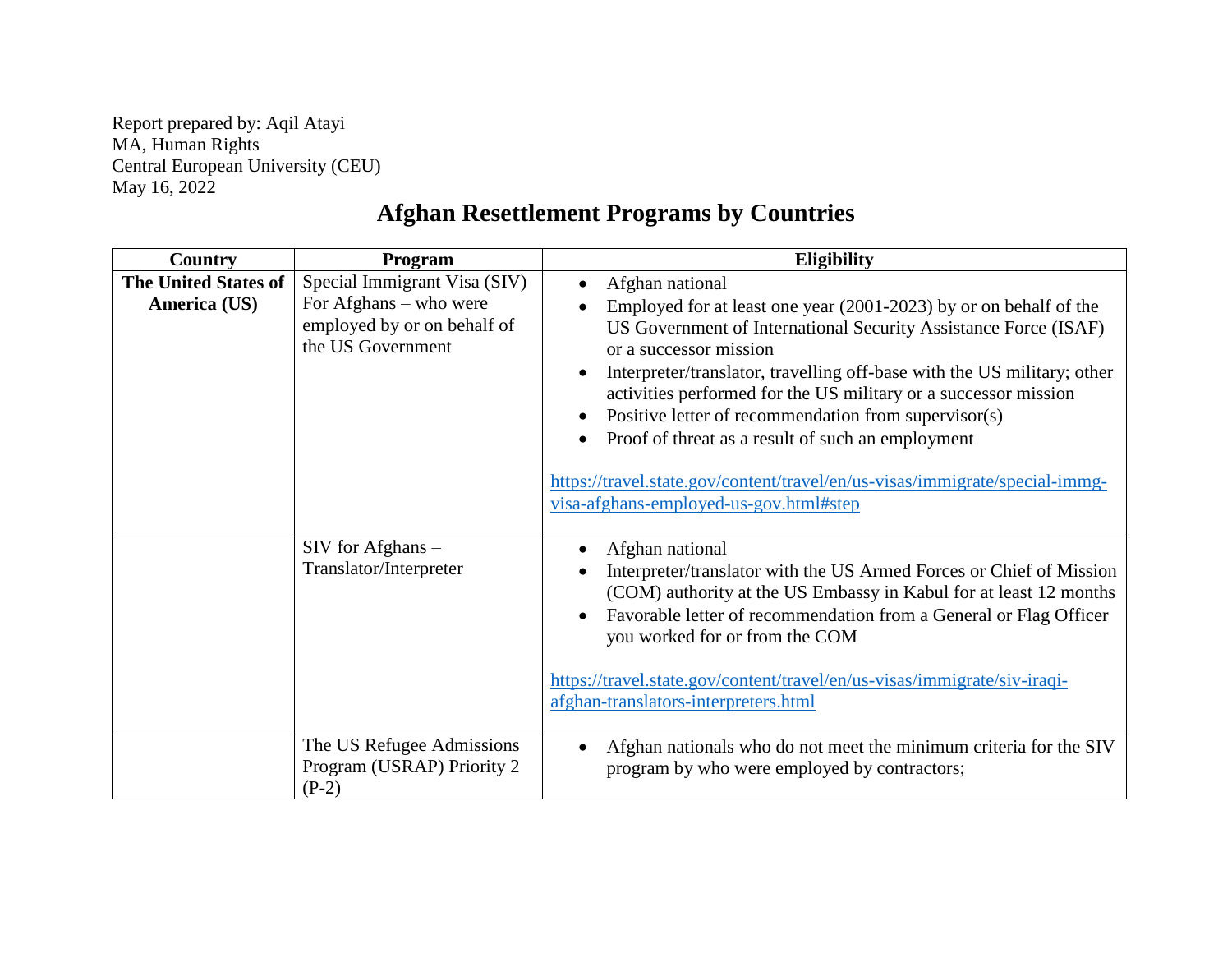Report prepared by: Aqil Atayi
MA, Human Rights
Central European University (CEU)
May 16, 2022

# Afghan Resettlement Programs by Countries

| Country | Program | Eligibility |
|---|---|---|
| **The United States of America (US)** | Special Immigrant Visa (SIV) For Afghans – who were employed by or on behalf of the US Government | • Afghan national<br>• Employed for at least one year (2001-2023) by or on behalf of the US Government of International Security Assistance Force (ISAF) or a successor mission<br>• Interpreter/translator, travelling off-base with the US military; other activities performed for the US military or a successor mission<br>• Positive letter of recommendation from supervisor(s)<br>• Proof of threat as a result of such an employment<br><br>https://travel.state.gov/content/travel/en/us-visas/immigrate/special-immg-visa-afghans-employed-us-gov.html#step |
| | SIV for Afghans – Translator/Interpreter | • Afghan national<br>• Interpreter/translator with the US Armed Forces or Chief of Mission (COM) authority at the US Embassy in Kabul for at least 12 months<br>• Favorable letter of recommendation from a General or Flag Officer you worked for or from the COM<br><br>https://travel.state.gov/content/travel/en/us-visas/immigrate/siv-iraqi-afghan-translators-interpreters.html |
| | The US Refugee Admissions Program (USRAP) Priority 2 (P-2) | • Afghan nationals who do not meet the minimum criteria for the SIV program by who were employed by contractors; |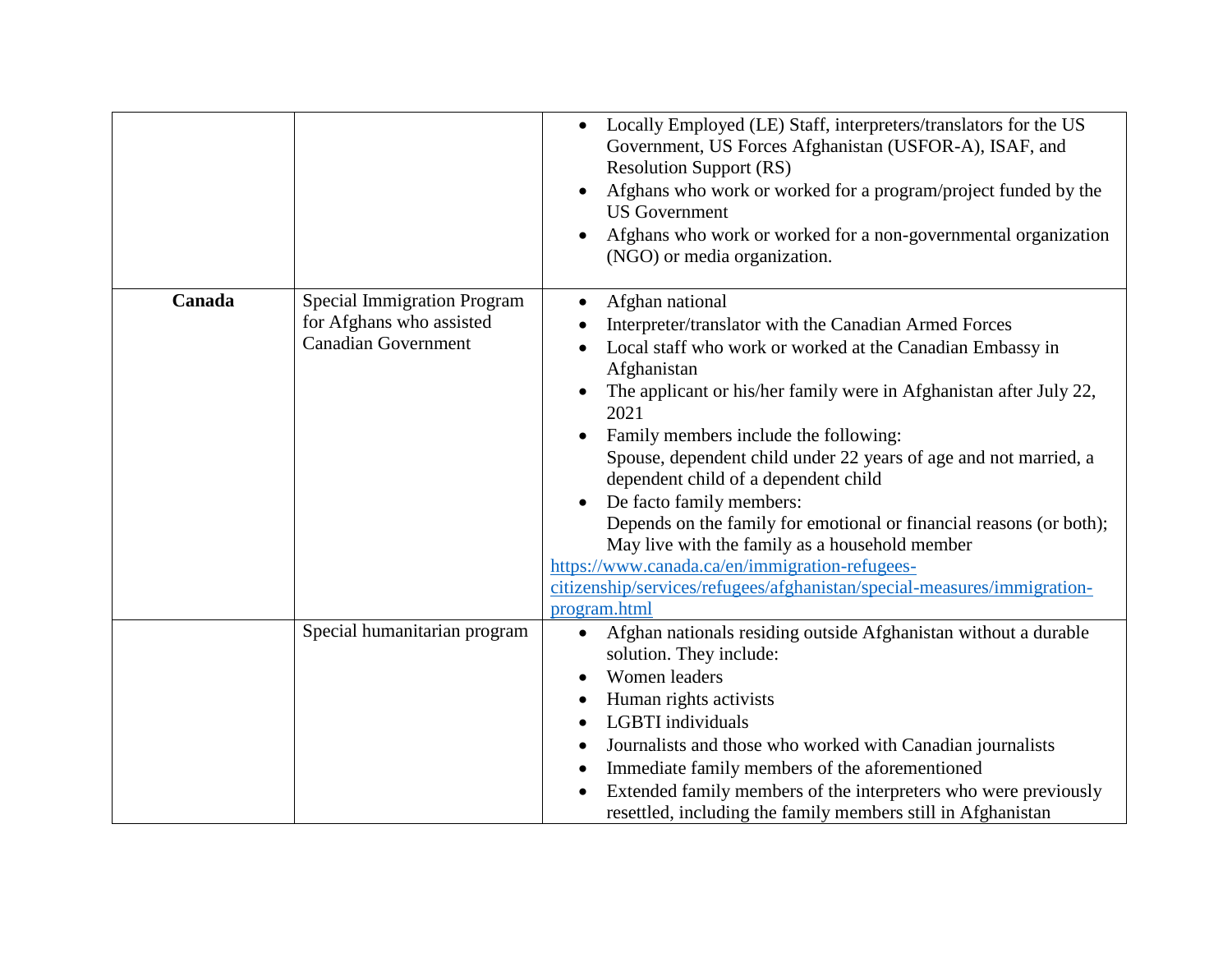| | | |
|---|---|---|
| | | • Locally Employed (LE) Staff, interpreters/translators for the US Government, US Forces Afghanistan (USFOR-A), ISAF, and Resolution Support (RS)<br>• Afghans who work or worked for a program/project funded by the US Government<br>• Afghans who work or worked for a non-governmental organization (NGO) or media organization. |
| **Canada** | Special Immigration Program for Afghans who assisted Canadian Government | • Afghan national<br>• Interpreter/translator with the Canadian Armed Forces<br>• Local staff who work or worked at the Canadian Embassy in Afghanistan<br>• The applicant or his/her family were in Afghanistan after July 22, 2021<br>• Family members include the following:<br>Spouse, dependent child under 22 years of age and not married, a dependent child of a dependent child<br>• De facto family members:<br>Depends on the family for emotional or financial reasons (or both); May live with the family as a household member<br>https://www.canada.ca/en/immigration-refugees-citizenship/services/refugees/afghanistan/special-measures/immigration-program.html |
| | Special humanitarian program | • Afghan nationals residing outside Afghanistan without a durable solution. They include:<br>• Women leaders<br>• Human rights activists<br>• LGBTI individuals<br>• Journalists and those who worked with Canadian journalists<br>• Immediate family members of the aforementioned<br>• Extended family members of the interpreters who were previously resettled, including the family members still in Afghanistan |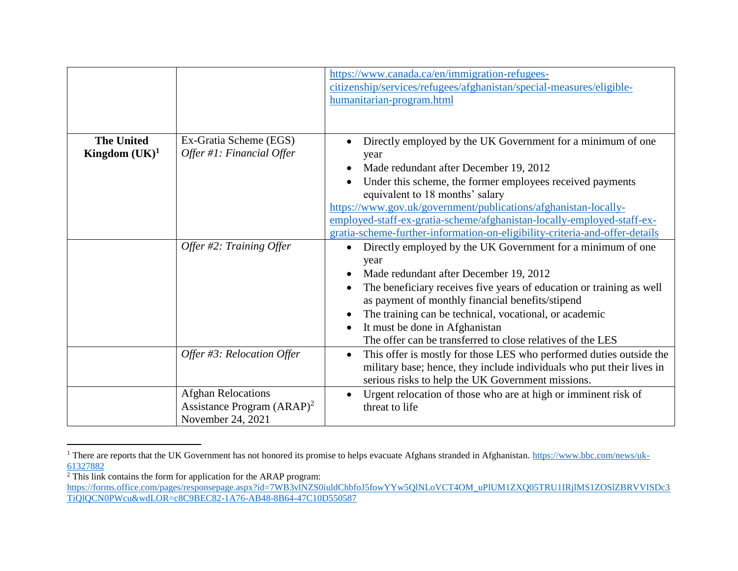| | | |
|---|---|---|
| | | https://www.canada.ca/en/immigration-refugees-citizenship/services/refugees/afghanistan/special-measures/eligible-humanitarian-program.html |
| **The United Kingdom (UK)**[1] | Ex-Gratia Scheme (EGS) *Offer #1: Financial Offer* | • Directly employed by the UK Government for a minimum of one year<br>• Made redundant after December 19, 2012<br>• Under this scheme, the former employees received payments equivalent to 18 months' salary<br>https://www.gov.uk/government/publications/afghanistan-locally-employed-staff-ex-gratia-scheme/afghanistan-locally-employed-staff-ex-gratia-scheme-further-information-on-eligibility-criteria-and-offer-details |
| | *Offer #2: Training Offer* | • Directly employed by the UK Government for a minimum of one year<br>• Made redundant after December 19, 2012<br>• The beneficiary receives five years of education or training as well as payment of monthly financial benefits/stipend<br>• The training can be technical, vocational, or academic<br>• It must be done in Afghanistan<br>The offer can be transferred to close relatives of the LES |
| | *Offer #3: Relocation Offer* | • This offer is mostly for those LES who performed duties outside the military base; hence, they include individuals who put their lives in serious risks to help the UK Government missions. |
| | Afghan Relocations Assistance Program (ARAP)[2] November 24, 2021 | • Urgent relocation of those who are at high or imminent risk of threat to life |

[1] There are reports that the UK Government has not honored its promise to helps evacuate Afghans stranded in Afghanistan. https://www.bbc.com/news/uk-61327882

[2] This link contains the form for application for the ARAP program: https://forms.office.com/pages/responsepage.aspx?id=7WB3vlNZS0iuldChbfoJ5fowYYw5QlNLoVCT4OM_uPlUM1ZXQ05TRU1IRjlMS1ZOSlZBRVVISDc3TiQlQCN0PWcu&wdLOR=c8C9BEC82-1A76-AB48-8B64-47C10D550587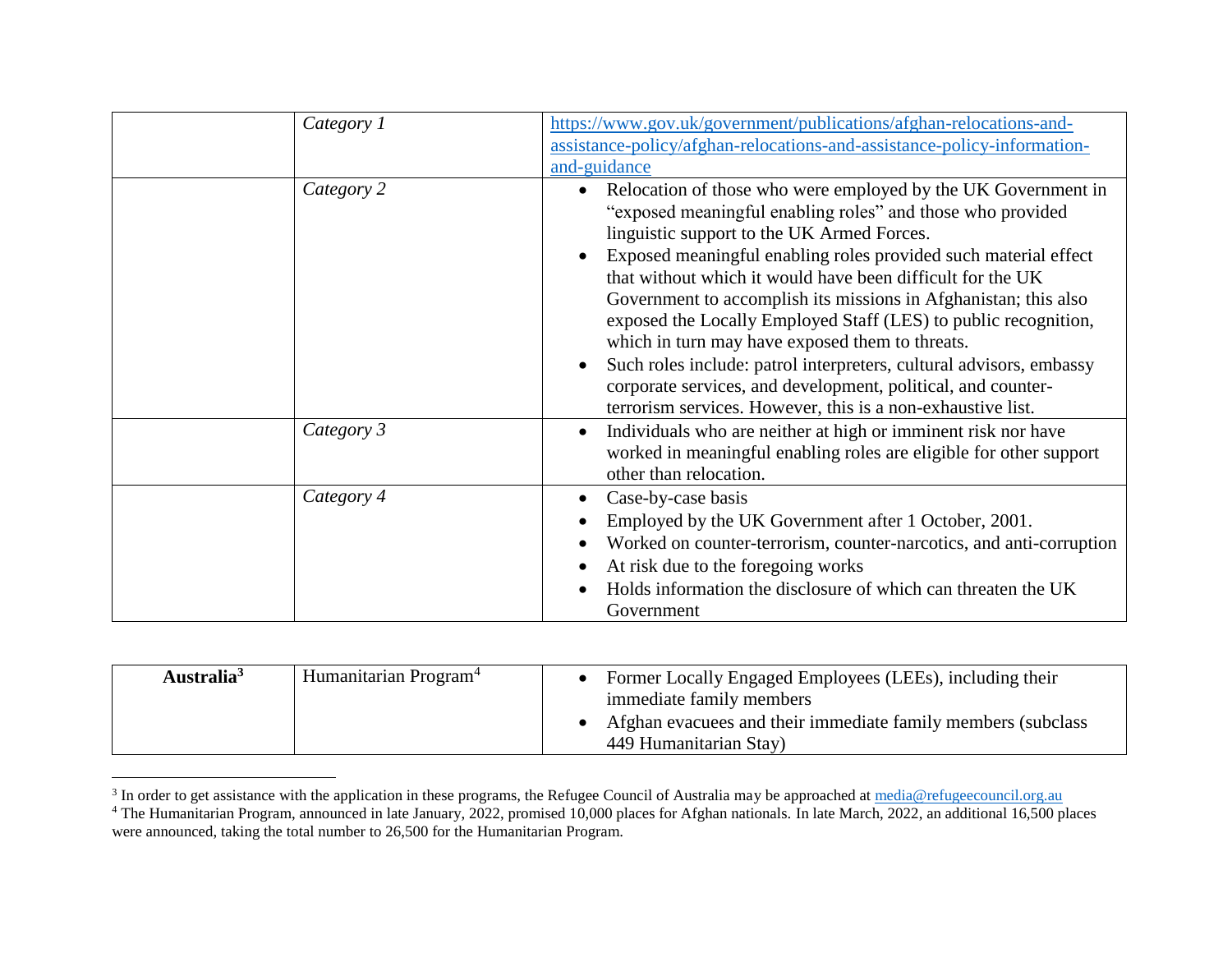| | | |
|---|---|---|
| | *Category 1* | https://www.gov.uk/government/publications/afghan-relocations-and-assistance-policy/afghan-relocations-and-assistance-policy-information-and-guidance |
| | *Category 2* | • Relocation of those who were employed by the UK Government in "exposed meaningful enabling roles" and those who provided linguistic support to the UK Armed Forces.<br>• Exposed meaningful enabling roles provided such material effect that without which it would have been difficult for the UK Government to accomplish its missions in Afghanistan; this also exposed the Locally Employed Staff (LES) to public recognition, which in turn may have exposed them to threats.<br>• Such roles include: patrol interpreters, cultural advisors, embassy corporate services, and development, political, and counter-terrorism services. However, this is a non-exhaustive list. |
| | *Category 3* | • Individuals who are neither at high or imminent risk nor have worked in meaningful enabling roles are eligible for other support other than relocation. |
| | *Category 4* | • Case-by-case basis<br>• Employed by the UK Government after 1 October, 2001.<br>• Worked on counter-terrorism, counter-narcotics, and anti-corruption<br>• At risk due to the foregoing works<br>• Holds information the disclosure of which can threaten the UK Government |

| | | |
|---|---|---|
| **Australia**[3] | Humanitarian Program[4] | • Former Locally Engaged Employees (LEEs), including their immediate family members<br>• Afghan evacuees and their immediate family members (subclass 449 Humanitarian Stay) |

[3] In order to get assistance with the application in these programs, the Refugee Council of Australia may be approached at media@refugeecouncil.org.au

[4] The Humanitarian Program, announced in late January, 2022, promised 10,000 places for Afghan nationals. In late March, 2022, an additional 16,500 places were announced, taking the total number to 26,500 for the Humanitarian Program.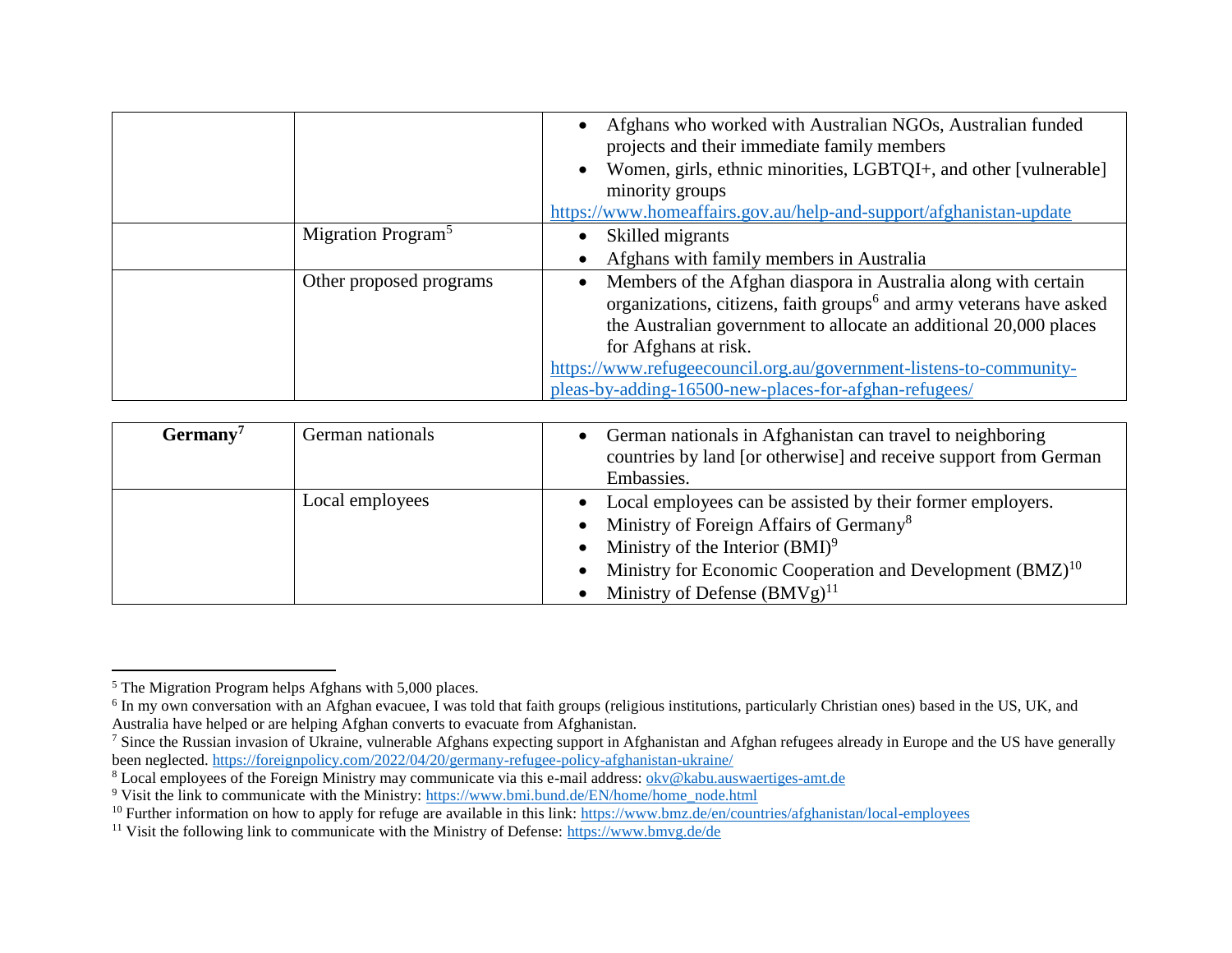| | | |
|---|---|---|
| | | • Afghans who worked with Australian NGOs, Australian funded projects and their immediate family members<br>• Women, girls, ethnic minorities, LGBTQI+, and other [vulnerable] minority groups<br>https://www.homeaffairs.gov.au/help-and-support/afghanistan-update |
| | Migration Program[5] | • Skilled migrants<br>• Afghans with family members in Australia |
| | Other proposed programs | • Members of the Afghan diaspora in Australia along with certain organizations, citizens, faith groups[6] and army veterans have asked the Australian government to allocate an additional 20,000 places for Afghans at risk.<br>https://www.refugeecouncil.org.au/government-listens-to-community-pleas-by-adding-16500-new-places-for-afghan-refugees/ |

| | | |
|---|---|---|
| **Germany[7]** | German nationals | • German nationals in Afghanistan can travel to neighboring countries by land [or otherwise] and receive support from German Embassies. |
| | Local employees | • Local employees can be assisted by their former employers.<br>• Ministry of Foreign Affairs of Germany[8]<br>• Ministry of the Interior (BMI)[9]<br>• Ministry for Economic Cooperation and Development (BMZ)[10]<br>• Ministry of Defense (BMVg)[11] |

---

[5] The Migration Program helps Afghans with 5,000 places.

[6] In my own conversation with an Afghan evacuee, I was told that faith groups (religious institutions, particularly Christian ones) based in the US, UK, and Australia have helped or are helping Afghan converts to evacuate from Afghanistan.

[7] Since the Russian invasion of Ukraine, vulnerable Afghans expecting support in Afghanistan and Afghan refugees already in Europe and the US have generally been neglected. https://foreignpolicy.com/2022/04/20/germany-refugee-policy-afghanistan-ukraine/

[8] Local employees of the Foreign Ministry may communicate via this e-mail address: okv@kabu.auswaertiges-amt.de

[9] Visit the link to communicate with the Ministry: https://www.bmi.bund.de/EN/home/home_node.html

[10] Further information on how to apply for refuge are available in this link: https://www.bmz.de/en/countries/afghanistan/local-employees

[11] Visit the following link to communicate with the Ministry of Defense: https://www.bmvg.de/de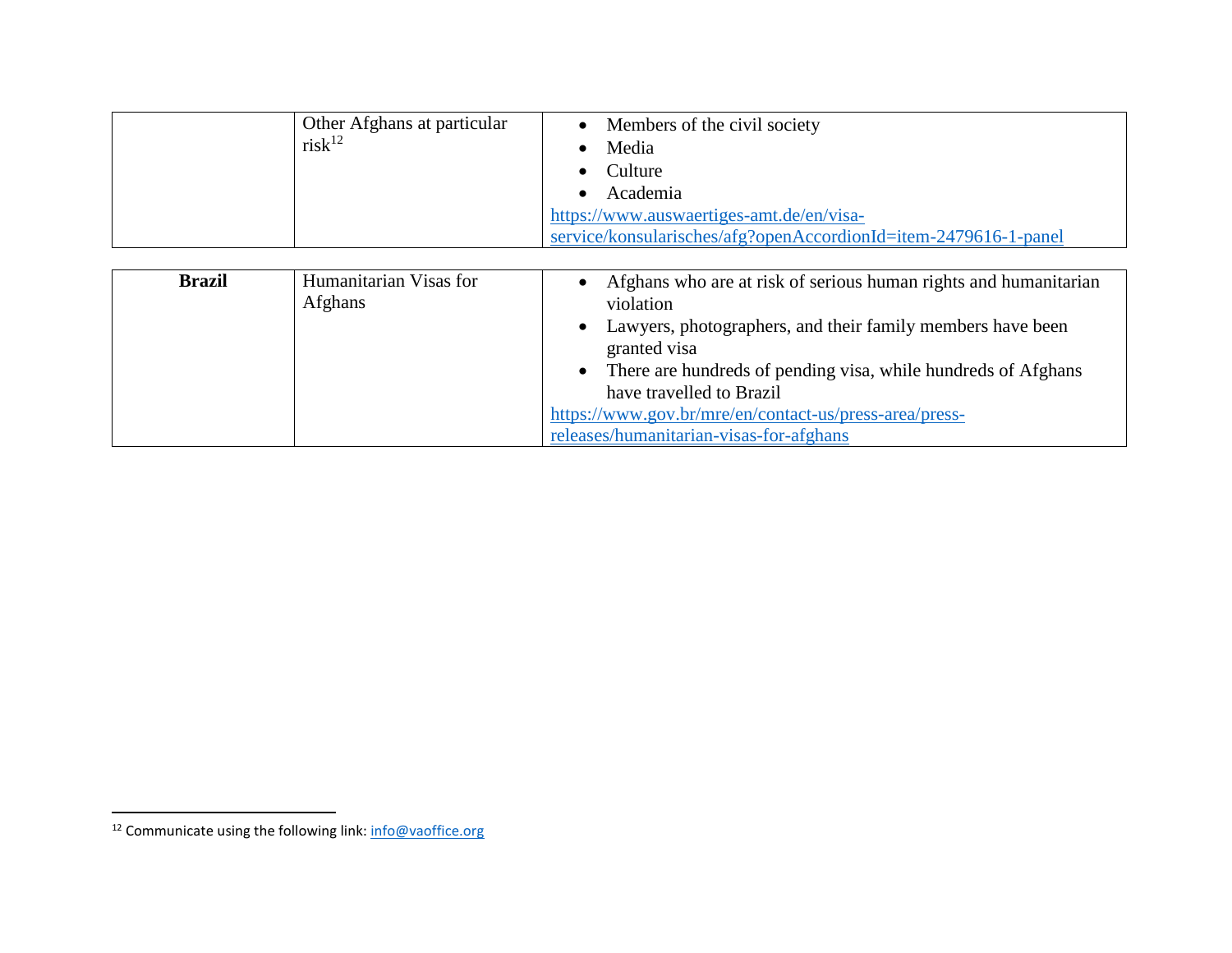| | | |
|---|---|---|
| | Other Afghans at particular risk[12] | • Members of the civil society<br>• Media<br>• Culture<br>• Academia<br>https://www.auswaertiges-amt.de/en/visa-service/konsularisches/afg?openAccordionId=item-2479616-1-panel |
| **Brazil** | Humanitarian Visas for Afghans | • Afghans who are at risk of serious human rights and humanitarian violation<br>• Lawyers, photographers, and their family members have been granted visa<br>• There are hundreds of pending visa, while hundreds of Afghans have travelled to Brazil<br>https://www.gov.br/mre/en/contact-us/press-area/press-releases/humanitarian-visas-for-afghans |

[12] Communicate using the following link: info@vaoffice.org